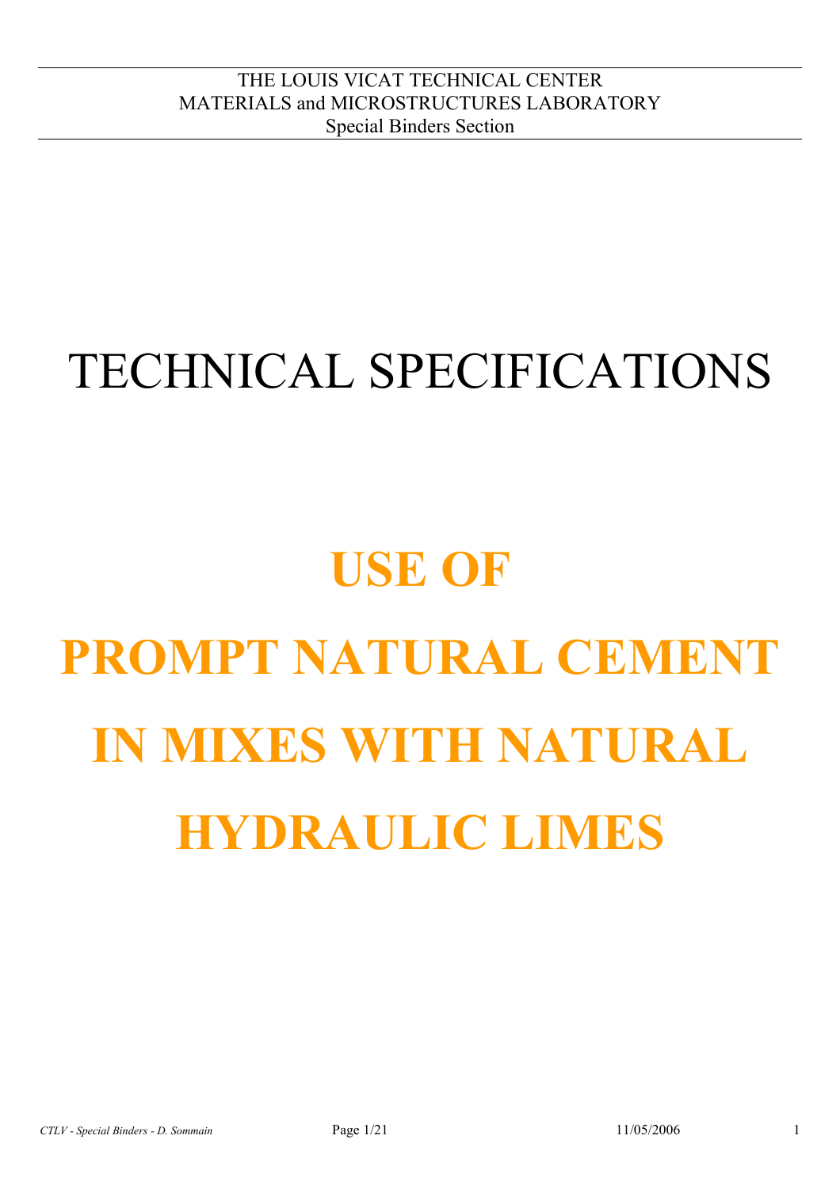THE LOUIS VICAT TECHNICAL CENTER
MATERIALS and MICROSTRUCTURES LABORATORY
Special Binders Section

# TECHNICAL SPECIFICATIONS

# USE OF PROMPT NATURAL CEMENT IN MIXES WITH NATURAL HYDRAULIC LIMES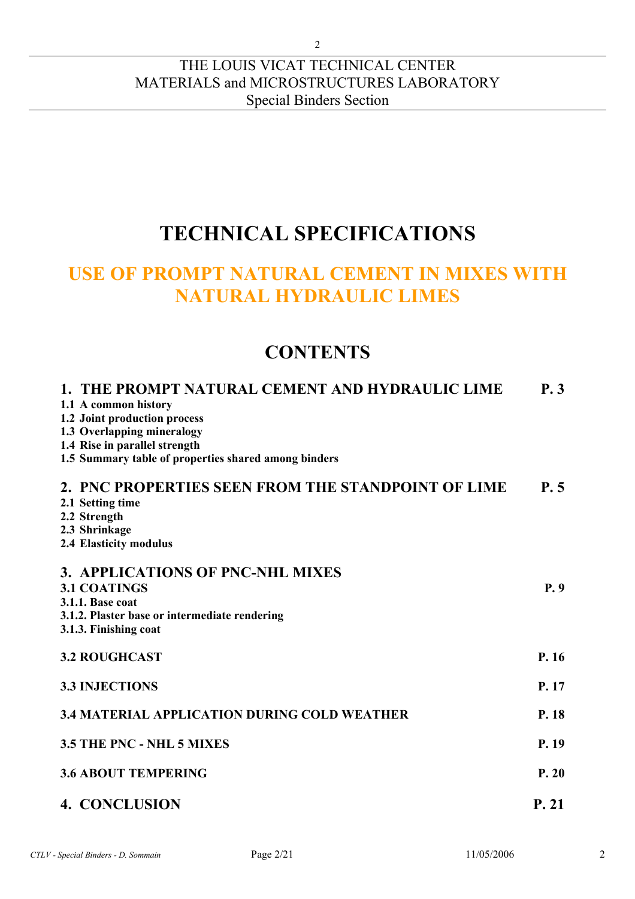THE LOUIS VICAT TECHNICAL CENTER
MATERIALS and MICROSTRUCTURES LABORATORY
Special Binders Section

# TECHNICAL SPECIFICATIONS

## USE OF PROMPT NATURAL CEMENT IN MIXES WITH NATURAL HYDRAULIC LIMES

## CONTENTS

**1. THE PROMPT NATURAL CEMENT AND HYDRAULIC LIME — P. 3**
**1.1 A common history**
**1.2 Joint production process**
**1.3 Overlapping mineralogy**
**1.4 Rise in parallel strength**
**1.5 Summary table of properties shared among binders**

**2. PNC PROPERTIES SEEN FROM THE STANDPOINT OF LIME — P. 5**
**2.1 Setting time**
**2.2 Strength**
**2.3 Shrinkage**
**2.4 Elasticity modulus**

**3. APPLICATIONS OF PNC-NHL MIXES**
**3.1 COATINGS — P. 9**
**3.1.1. Base coat**
**3.1.2. Plaster base or intermediate rendering**
**3.1.3. Finishing coat**

**3.2 ROUGHCAST — P. 16**

**3.3 INJECTIONS — P. 17**

**3.4 MATERIAL APPLICATION DURING COLD WEATHER — P. 18**

**3.5 THE PNC - NHL 5 MIXES — P. 19**

**3.6 ABOUT TEMPERING — P. 20**

**4. CONCLUSION — P. 21**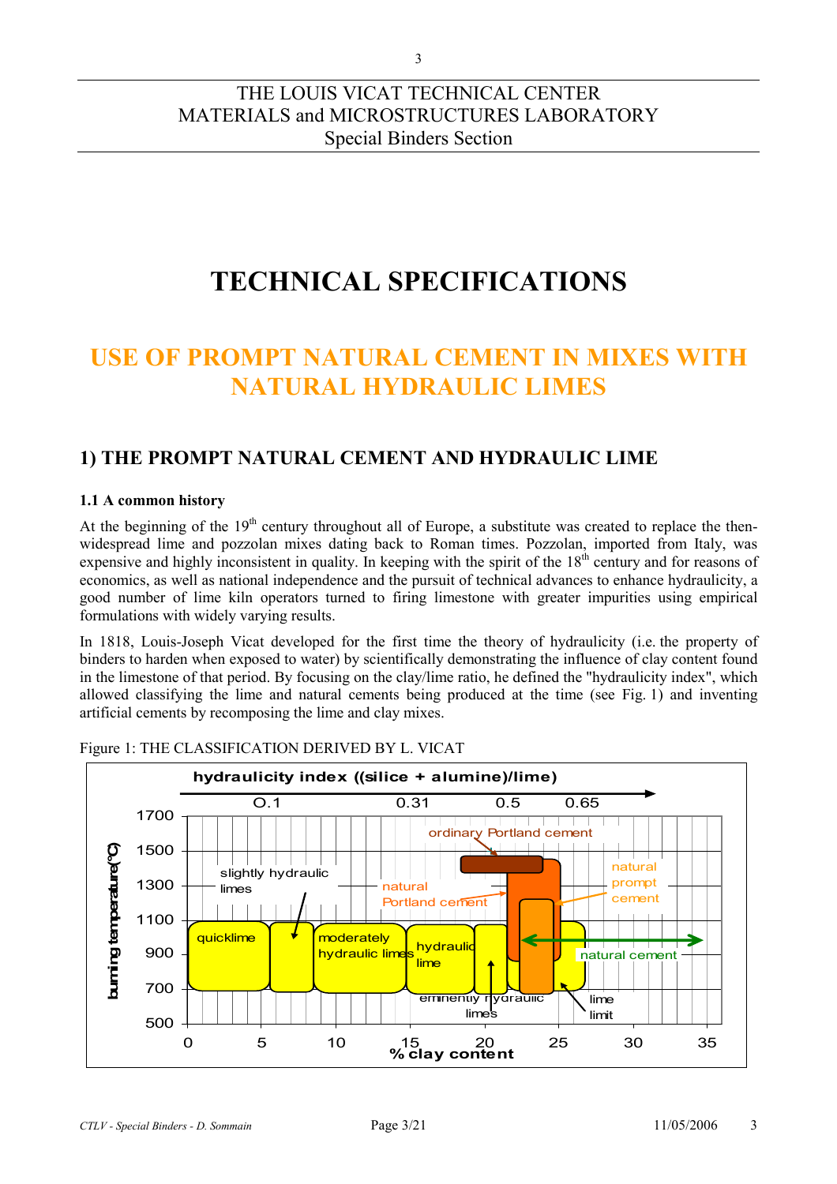# TECHNICAL SPECIFICATIONS

## USE OF PROMPT NATURAL CEMENT IN MIXES WITH NATURAL HYDRAULIC LIMES

## 1) THE PROMPT NATURAL CEMENT AND HYDRAULIC LIME

### 1.1 A common history

At the beginning of the 19th century throughout all of Europe, a substitute was created to replace the then-widespread lime and pozzolan mixes dating back to Roman times. Pozzolan, imported from Italy, was expensive and highly inconsistent in quality. In keeping with the spirit of the 18th century and for reasons of economics, as well as national independence and the pursuit of technical advances to enhance hydraulicity, a good number of lime kiln operators turned to firing limestone with greater impurities using empirical formulations with widely varying results.

In 1818, Louis-Joseph Vicat developed for the first time the theory of hydraulicity (i.e. the property of binders to harden when exposed to water) by scientifically demonstrating the influence of clay content found in the limestone of that period. By focusing on the clay/lime ratio, he defined the "hydraulicity index", which allowed classifying the lime and natural cements being produced at the time (see Fig. 1) and inventing artificial cements by recomposing the lime and clay mixes.

Figure 1: THE CLASSIFICATION DERIVED BY L. VICAT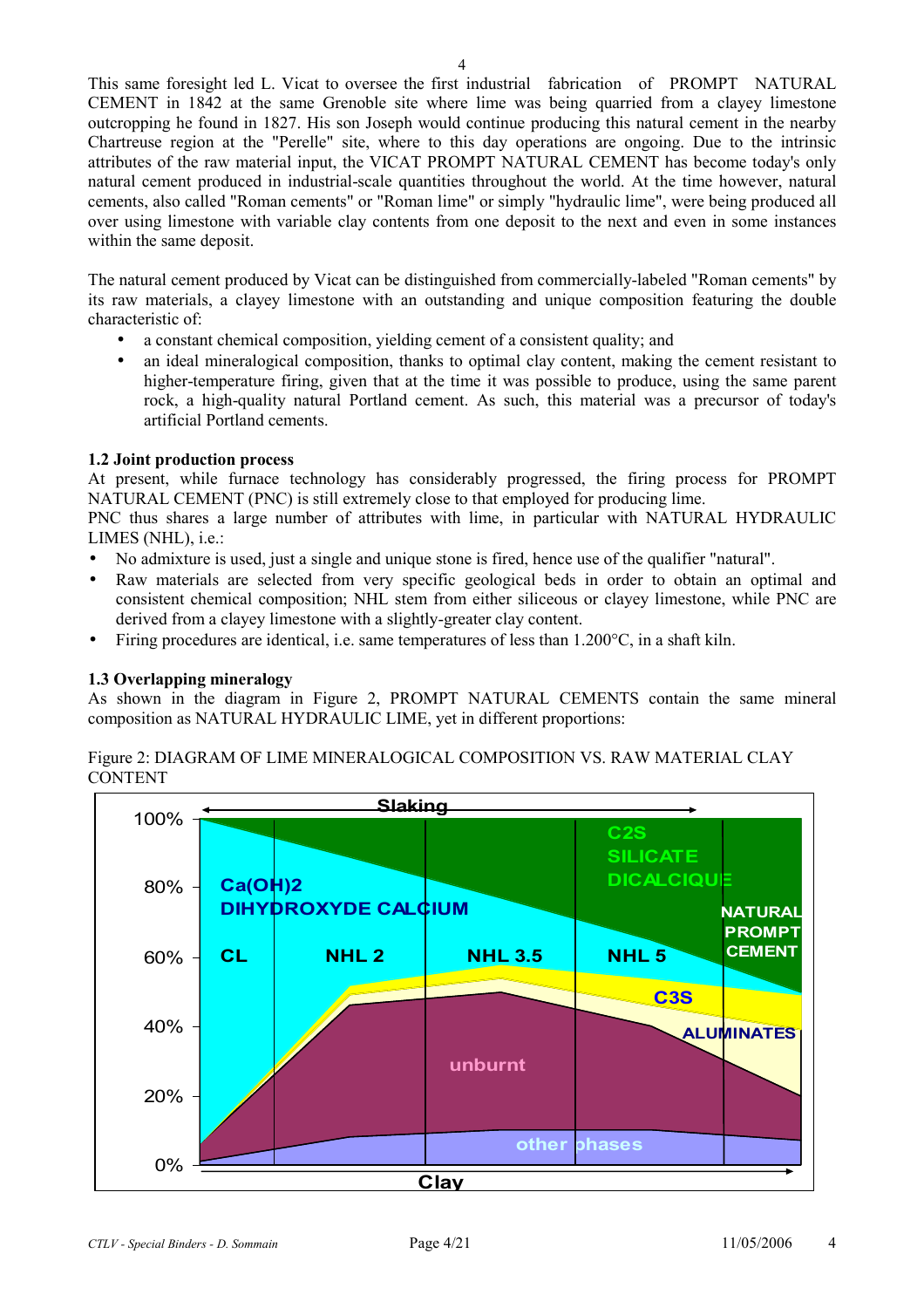This same foresight led L. Vicat to oversee the first industrial fabrication of PROMPT NATURAL CEMENT in 1842 at the same Grenoble site where lime was being quarried from a clayey limestone outcropping he found in 1827. His son Joseph would continue producing this natural cement in the nearby Chartreuse region at the "Perelle" site, where to this day operations are ongoing. Due to the intrinsic attributes of the raw material input, the VICAT PROMPT NATURAL CEMENT has become today's only natural cement produced in industrial-scale quantities throughout the world. At the time however, natural cements, also called "Roman cements" or "Roman lime" or simply "hydraulic lime", were being produced all over using limestone with variable clay contents from one deposit to the next and even in some instances within the same deposit.

The natural cement produced by Vicat can be distinguished from commercially-labeled "Roman cements" by its raw materials, a clayey limestone with an outstanding and unique composition featuring the double characteristic of:

- a constant chemical composition, yielding cement of a consistent quality; and
- an ideal mineralogical composition, thanks to optimal clay content, making the cement resistant to higher-temperature firing, given that at the time it was possible to produce, using the same parent rock, a high-quality natural Portland cement. As such, this material was a precursor of today's artificial Portland cements.

### 1.2 Joint production process

At present, while furnace technology has considerably progressed, the firing process for PROMPT NATURAL CEMENT (PNC) is still extremely close to that employed for producing lime.

PNC thus shares a large number of attributes with lime, in particular with NATURAL HYDRAULIC LIMES (NHL), i.e.:

- No admixture is used, just a single and unique stone is fired, hence use of the qualifier "natural".
- Raw materials are selected from very specific geological beds in order to obtain an optimal and consistent chemical composition; NHL stem from either siliceous or clayey limestone, while PNC are derived from a clayey limestone with a slightly-greater clay content.
- Firing procedures are identical, i.e. same temperatures of less than 1.200°C, in a shaft kiln.

### 1.3 Overlapping mineralogy

As shown in the diagram in Figure 2, PROMPT NATURAL CEMENTS contain the same mineral composition as NATURAL HYDRAULIC LIME, yet in different proportions:

Figure 2: DIAGRAM OF LIME MINERALOGICAL COMPOSITION VS. RAW MATERIAL CLAY CONTENT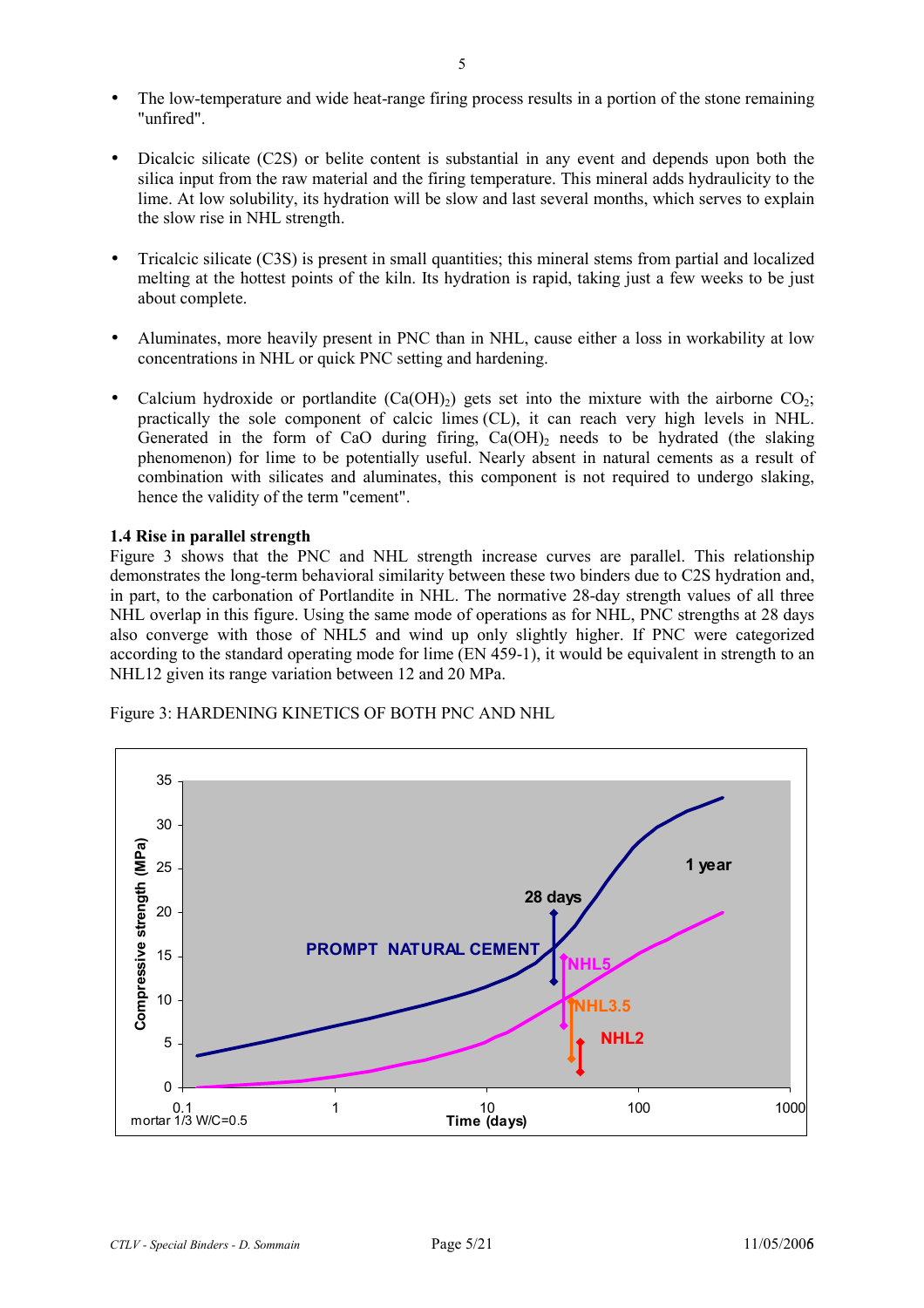- The low-temperature and wide heat-range firing process results in a portion of the stone remaining "unfired".

- Dicalcic silicate (C2S) or belite content is substantial in any event and depends upon both the silica input from the raw material and the firing temperature. This mineral adds hydraulicity to the lime. At low solubility, its hydration will be slow and last several months, which serves to explain the slow rise in NHL strength.

- Tricalcic silicate (C3S) is present in small quantities; this mineral stems from partial and localized melting at the hottest points of the kiln. Its hydration is rapid, taking just a few weeks to be just about complete.

- Aluminates, more heavily present in PNC than in NHL, cause either a loss in workability at low concentrations in NHL or quick PNC setting and hardening.

- Calcium hydroxide or portlandite ($Ca(OH)_2$) gets set into the mixture with the airborne $CO_2$; practically the sole component of calcic limes (CL), it can reach very high levels in NHL. Generated in the form of CaO during firing, $Ca(OH)_2$ needs to be hydrated (the slaking phenomenon) for lime to be potentially useful. Nearly absent in natural cements as a result of combination with silicates and aluminates, this component is not required to undergo slaking, hence the validity of the term "cement".

### 1.4 Rise in parallel strength

Figure 3 shows that the PNC and NHL strength increase curves are parallel. This relationship demonstrates the long-term behavioral similarity between these two binders due to C2S hydration and, in part, to the carbonation of Portlandite in NHL. The normative 28-day strength values of all three NHL overlap in this figure. Using the same mode of operations as for NHL, PNC strengths at 28 days also converge with those of NHL5 and wind up only slightly higher. If PNC were categorized according to the standard operating mode for lime (EN 459-1), it would be equivalent in strength to an NHL12 given its range variation between 12 and 20 MPa.

Figure 3: HARDENING KINETICS OF BOTH PNC AND NHL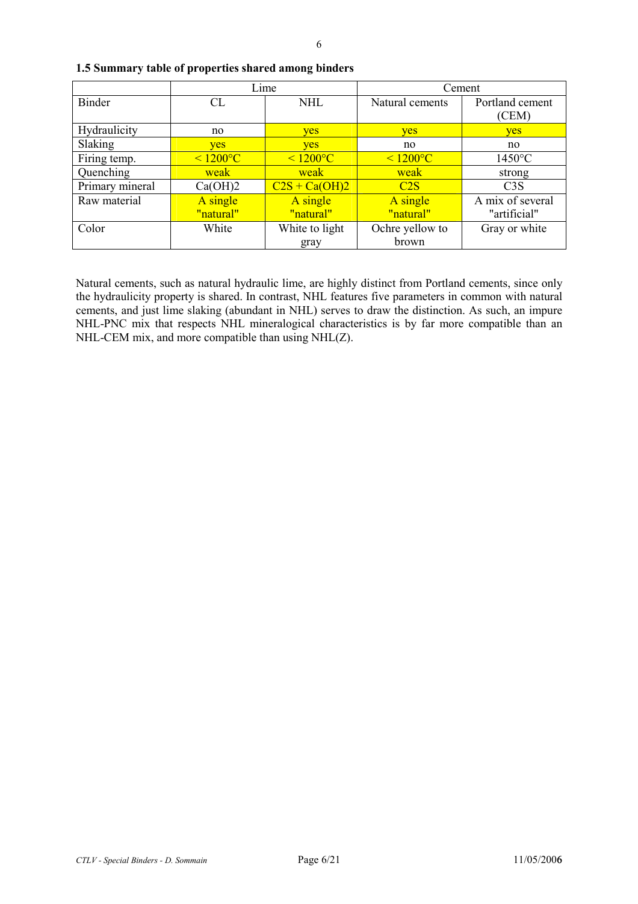### 1.5 Summary table of properties shared among binders

| | Lime | | Cement | |
|---|---|---|---|---|
| Binder | CL | NHL | Natural cements | Portland cement (CEM) |
| Hydraulicity | no | yes | yes | yes |
| Slaking | yes | yes | no | no |
| Firing temp. | < 1200°C | < 1200°C | < 1200°C | 1450°C |
| Quenching | weak | weak | weak | strong |
| Primary mineral | $Ca(OH)_2$ | $C_2S + Ca(OH)_2$ | $C_2S$ | $C_3S$ |
| Raw material | A single "natural" | A single "natural" | A single "natural" | A mix of several "artificial" |
| Color | White | White to light gray | Ochre yellow to brown | Gray or white |

Natural cements, such as natural hydraulic lime, are highly distinct from Portland cements, since only the hydraulicity property is shared. In contrast, NHL features five parameters in common with natural cements, and just lime slaking (abundant in NHL) serves to draw the distinction. As such, an impure NHL-PNC mix that respects NHL mineralogical characteristics is by far more compatible than an NHL-CEM mix, and more compatible than using NHL(Z).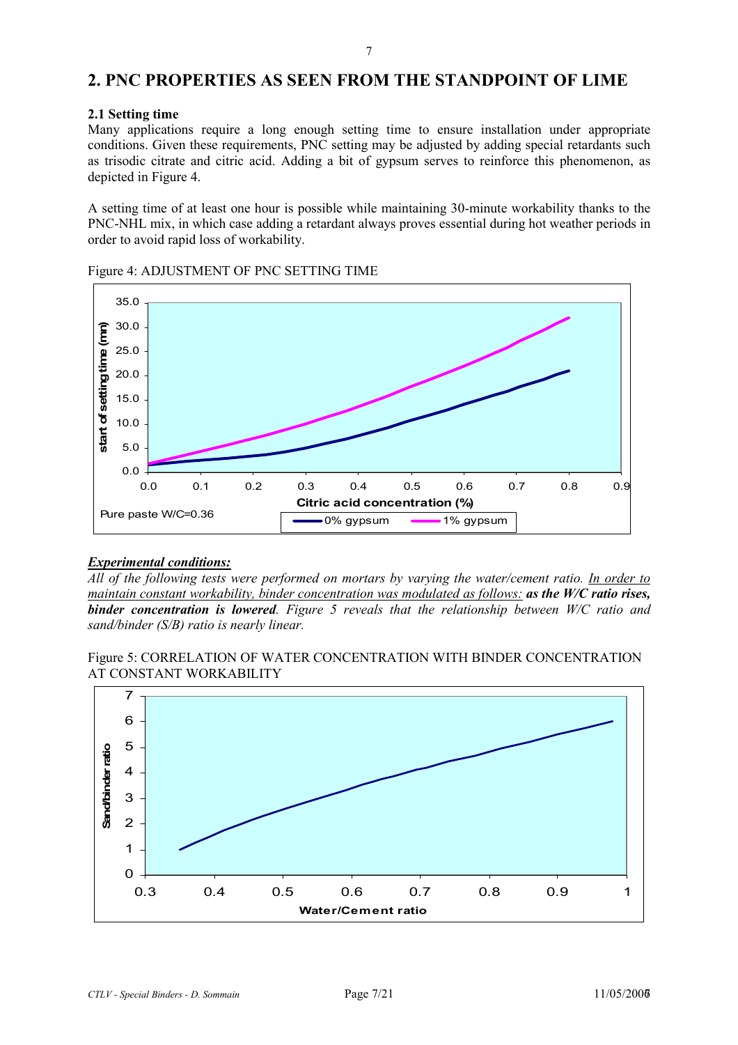## 2. PNC PROPERTIES AS SEEN FROM THE STANDPOINT OF LIME

### 2.1 Setting time

Many applications require a long enough setting time to ensure installation under appropriate conditions. Given these requirements, PNC setting may be adjusted by adding special retardants such as trisodic citrate and citric acid. Adding a bit of gypsum serves to reinforce this phenomenon, as depicted in Figure 4.

A setting time of at least one hour is possible while maintaining 30-minute workability thanks to the PNC-NHL mix, in which case adding a retardant always proves essential during hot weather periods in order to avoid rapid loss of workability.

Figure 4: ADJUSTMENT OF PNC SETTING TIME

***Experimental conditions:***

*All of the following tests were performed on mortars by varying the water/cement ratio. In order to maintain constant workability, binder concentration was modulated as follows:* ***as the W/C ratio rises, binder concentration is lowered****. Figure 5 reveals that the relationship between W/C ratio and sand/binder (S/B) ratio is nearly linear.*

Figure 5: CORRELATION OF WATER CONCENTRATION WITH BINDER CONCENTRATION AT CONSTANT WORKABILITY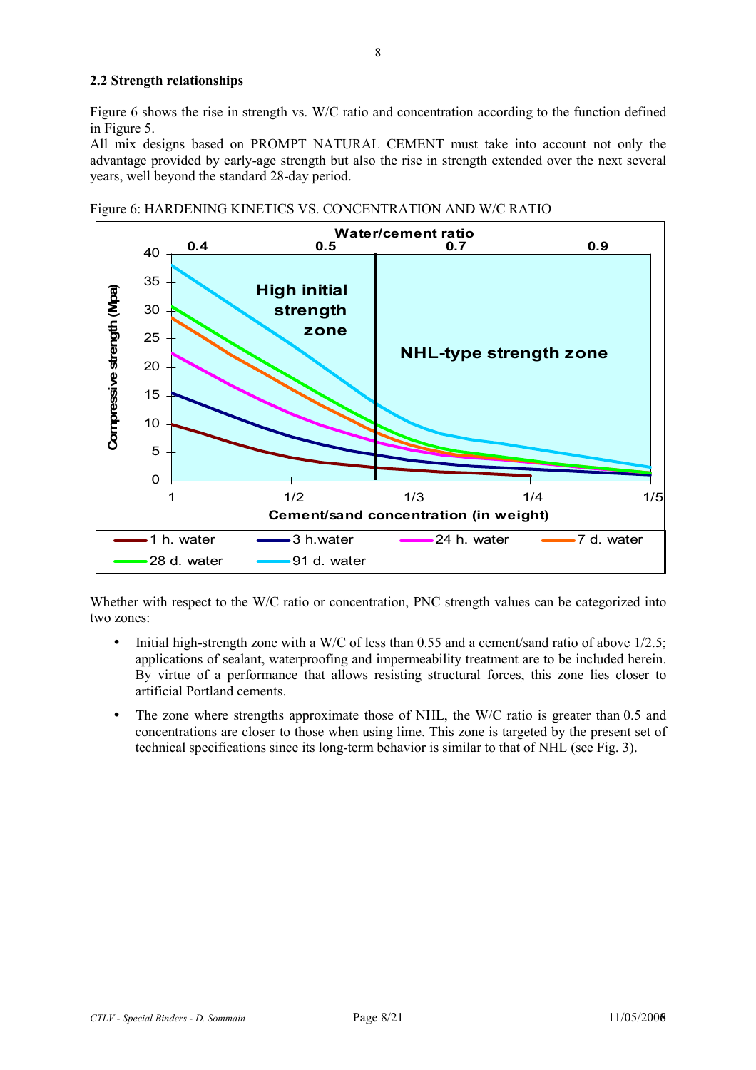### 2.2 Strength relationships

Figure 6 shows the rise in strength vs. W/C ratio and concentration according to the function defined in Figure 5.

All mix designs based on PROMPT NATURAL CEMENT must take into account not only the advantage provided by early-age strength but also the rise in strength extended over the next several years, well beyond the standard 28-day period.

Figure 6: HARDENING KINETICS VS. CONCENTRATION AND W/C RATIO

Whether with respect to the W/C ratio or concentration, PNC strength values can be categorized into two zones:

- Initial high-strength zone with a W/C of less than 0.55 and a cement/sand ratio of above 1/2.5; applications of sealant, waterproofing and impermeability treatment are to be included herein. By virtue of a performance that allows resisting structural forces, this zone lies closer to artificial Portland cements.
- The zone where strengths approximate those of NHL, the W/C ratio is greater than 0.5 and concentrations are closer to those when using lime. This zone is targeted by the present set of technical specifications since its long-term behavior is similar to that of NHL (see Fig. 3).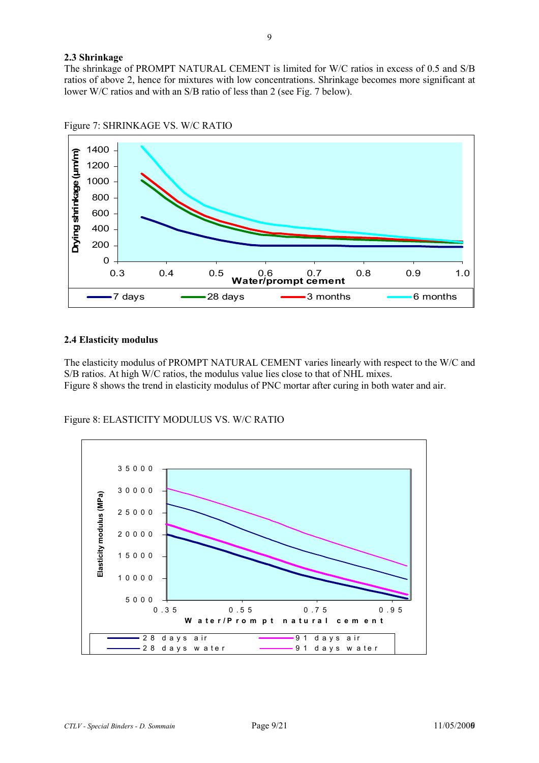## 2.3 Shrinkage

The shrinkage of PROMPT NATURAL CEMENT is limited for W/C ratios in excess of 0.5 and S/B ratios of above 2, hence for mixtures with low concentrations. Shrinkage becomes more significant at lower W/C ratios and with an S/B ratio of less than 2 (see Fig. 7 below).

Figure 7: SHRINKAGE VS. W/C RATIO

## 2.4 Elasticity modulus

The elasticity modulus of PROMPT NATURAL CEMENT varies linearly with respect to the W/C and S/B ratios. At high W/C ratios, the modulus value lies close to that of NHL mixes.
Figure 8 shows the trend in elasticity modulus of PNC mortar after curing in both water and air.

Figure 8: ELASTICITY MODULUS VS. W/C RATIO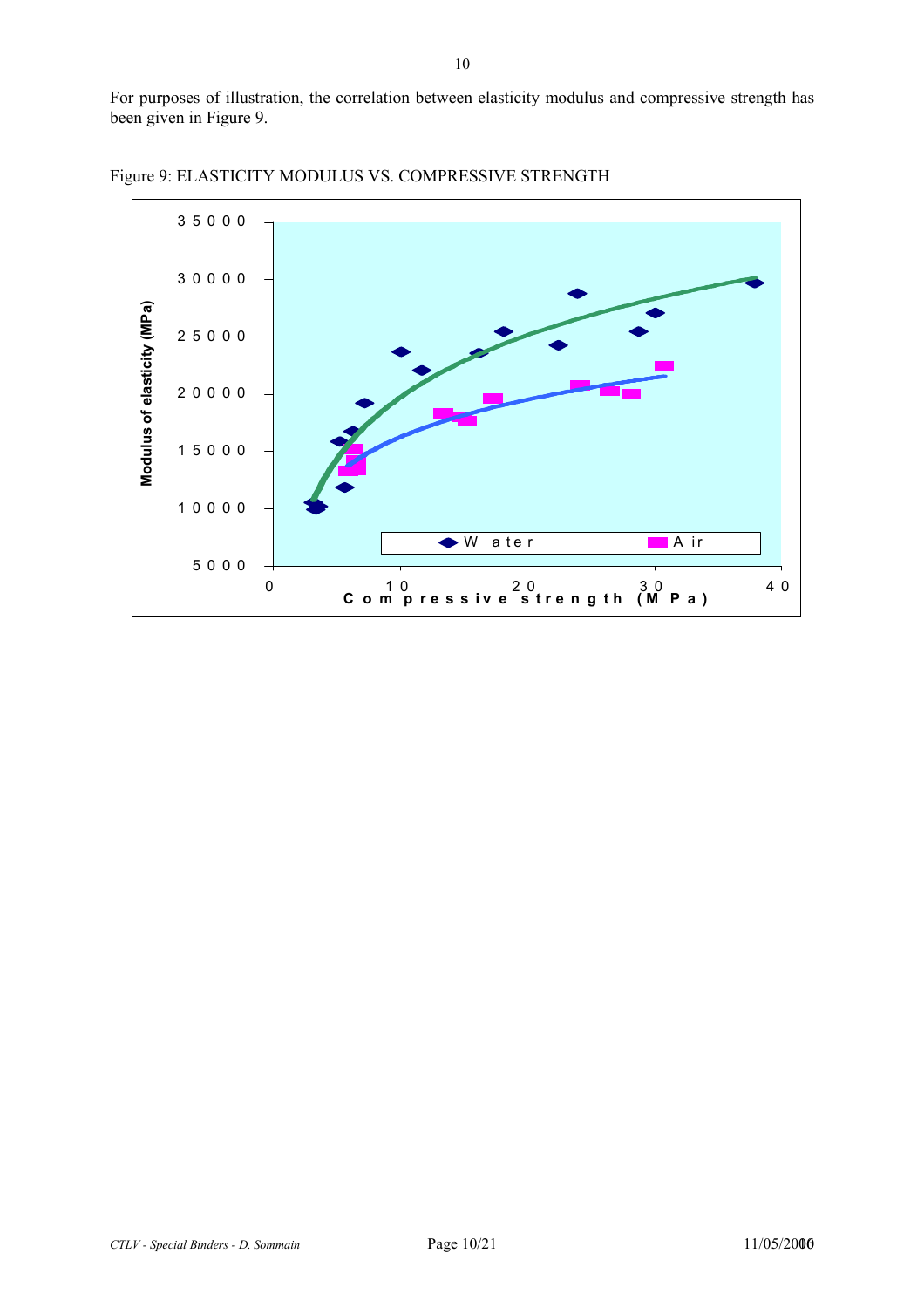For purposes of illustration, the correlation between elasticity modulus and compressive strength has been given in Figure 9.

Figure 9: ELASTICITY MODULUS VS. COMPRESSIVE STRENGTH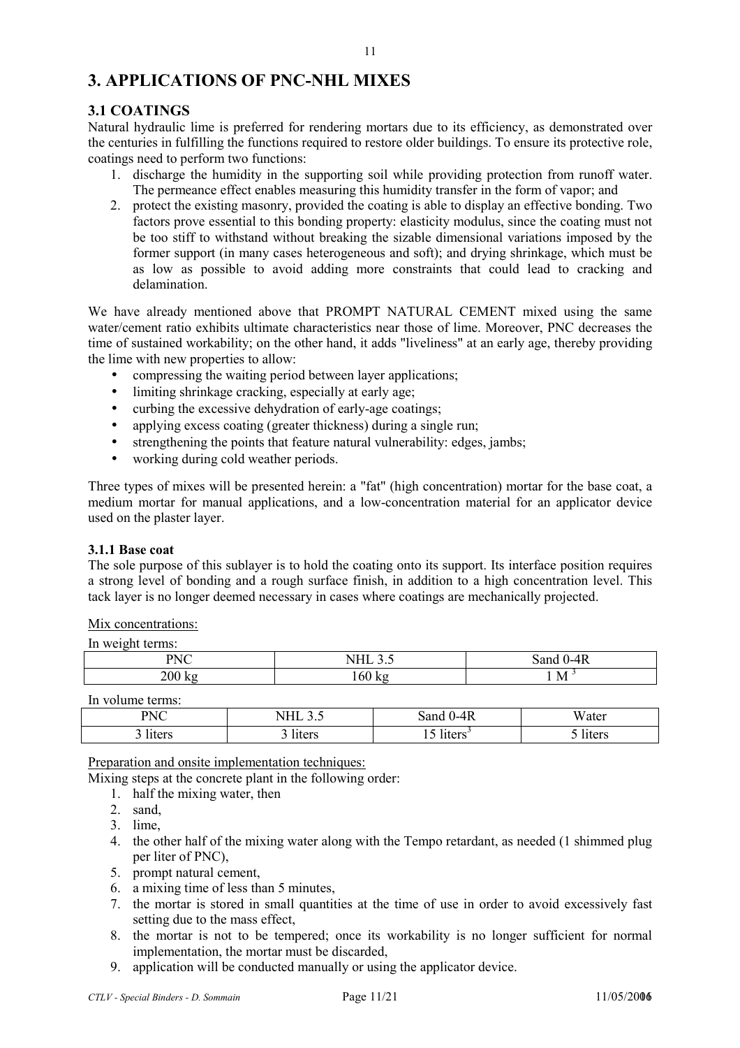# 3. APPLICATIONS OF PNC-NHL MIXES

## 3.1 COATINGS

Natural hydraulic lime is preferred for rendering mortars due to its efficiency, as demonstrated over the centuries in fulfilling the functions required to restore older buildings. To ensure its protective role, coatings need to perform two functions:

1. discharge the humidity in the supporting soil while providing protection from runoff water. The permeance effect enables measuring this humidity transfer in the form of vapor; and
2. protect the existing masonry, provided the coating is able to display an effective bonding. Two factors prove essential to this bonding property: elasticity modulus, since the coating must not be too stiff to withstand without breaking the sizable dimensional variations imposed by the former support (in many cases heterogeneous and soft); and drying shrinkage, which must be as low as possible to avoid adding more constraints that could lead to cracking and delamination.

We have already mentioned above that PROMPT NATURAL CEMENT mixed using the same water/cement ratio exhibits ultimate characteristics near those of lime. Moreover, PNC decreases the time of sustained workability; on the other hand, it adds "liveliness" at an early age, thereby providing the lime with new properties to allow:

- compressing the waiting period between layer applications;
- limiting shrinkage cracking, especially at early age;
- curbing the excessive dehydration of early-age coatings;
- applying excess coating (greater thickness) during a single run;
- strengthening the points that feature natural vulnerability: edges, jambs;
- working during cold weather periods.

Three types of mixes will be presented herein: a "fat" (high concentration) mortar for the base coat, a medium mortar for manual applications, and a low-concentration material for an applicator device used on the plaster layer.

### 3.1.1 Base coat

The sole purpose of this sublayer is to hold the coating onto its support. Its interface position requires a strong level of bonding and a rough surface finish, in addition to a high concentration level. This tack layer is no longer deemed necessary in cases where coatings are mechanically projected.

Mix concentrations:

In weight terms:

| PNC | NHL 3.5 | Sand 0-4R |
|---|---|---|
| 200 kg | 160 kg | 1 $M^3$ |

In volume terms:

| PNC | NHL 3.5 | Sand 0-4R | Water |
|---|---|---|---|
| 3 liters | 3 liters | 15 liters[3] | 5 liters |

Preparation and onsite implementation techniques:

Mixing steps at the concrete plant in the following order:

1. half the mixing water, then
2. sand,
3. lime,
4. the other half of the mixing water along with the Tempo retardant, as needed (1 shimmed plug per liter of PNC),
5. prompt natural cement,
6. a mixing time of less than 5 minutes,
7. the mortar is stored in small quantities at the time of use in order to avoid excessively fast setting due to the mass effect,
8. the mortar is not to be tempered; once its workability is no longer sufficient for normal implementation, the mortar must be discarded,
9. application will be conducted manually or using the applicator device.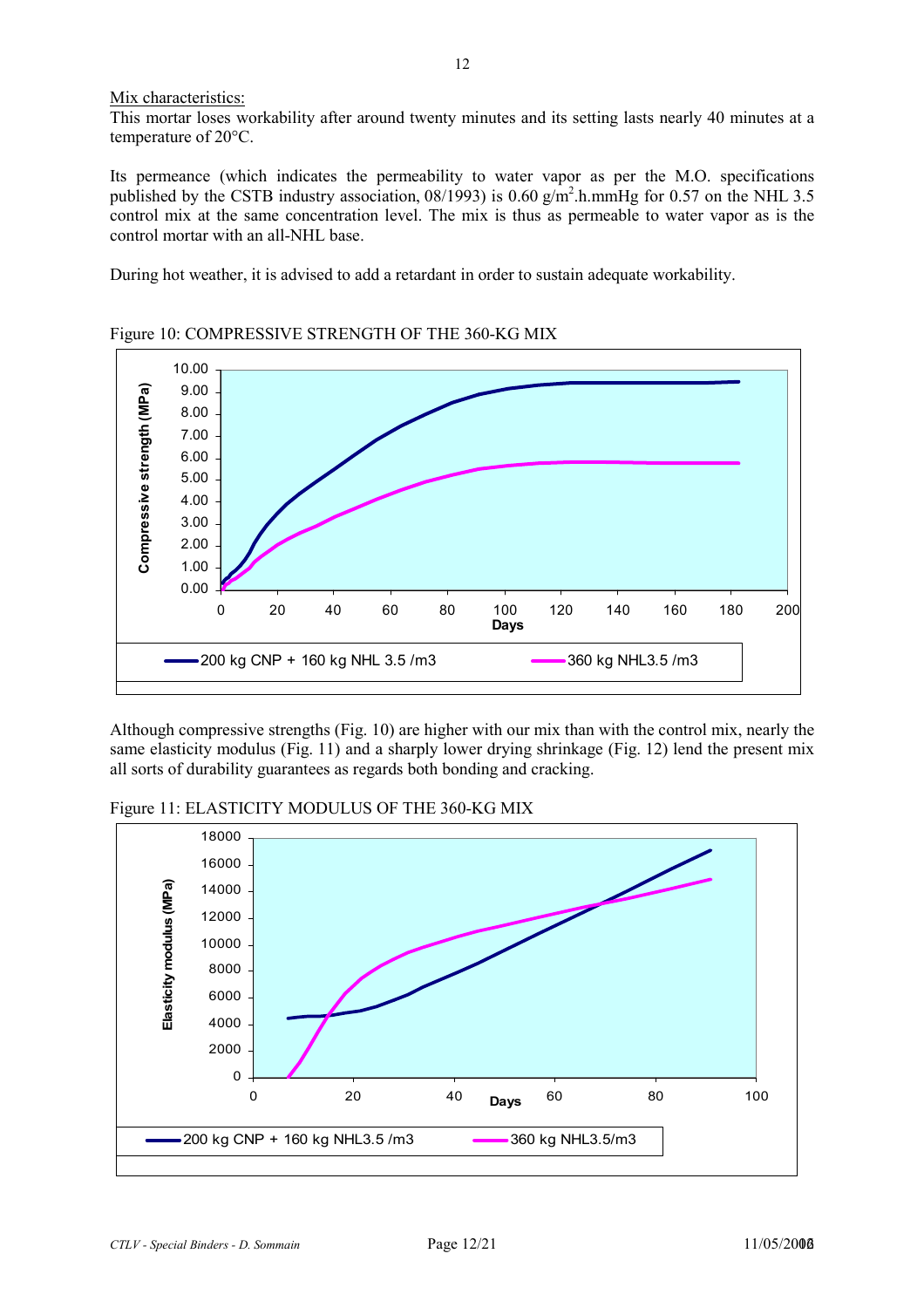Mix characteristics:

This mortar loses workability after around twenty minutes and its setting lasts nearly 40 minutes at a temperature of 20°C.

Its permeance (which indicates the permeability to water vapor as per the M.O. specifications published by the CSTB industry association, 08/1993) is 0.60 g/m$^2$.h.mmHg for 0.57 on the NHL 3.5 control mix at the same concentration level. The mix is thus as permeable to water vapor as is the control mortar with an all-NHL base.

During hot weather, it is advised to add a retardant in order to sustain adequate workability.

Figure 10: COMPRESSIVE STRENGTH OF THE 360-KG MIX

Although compressive strengths (Fig. 10) are higher with our mix than with the control mix, nearly the same elasticity modulus (Fig. 11) and a sharply lower drying shrinkage (Fig. 12) lend the present mix all sorts of durability guarantees as regards both bonding and cracking.

Figure 11: ELASTICITY MODULUS OF THE 360-KG MIX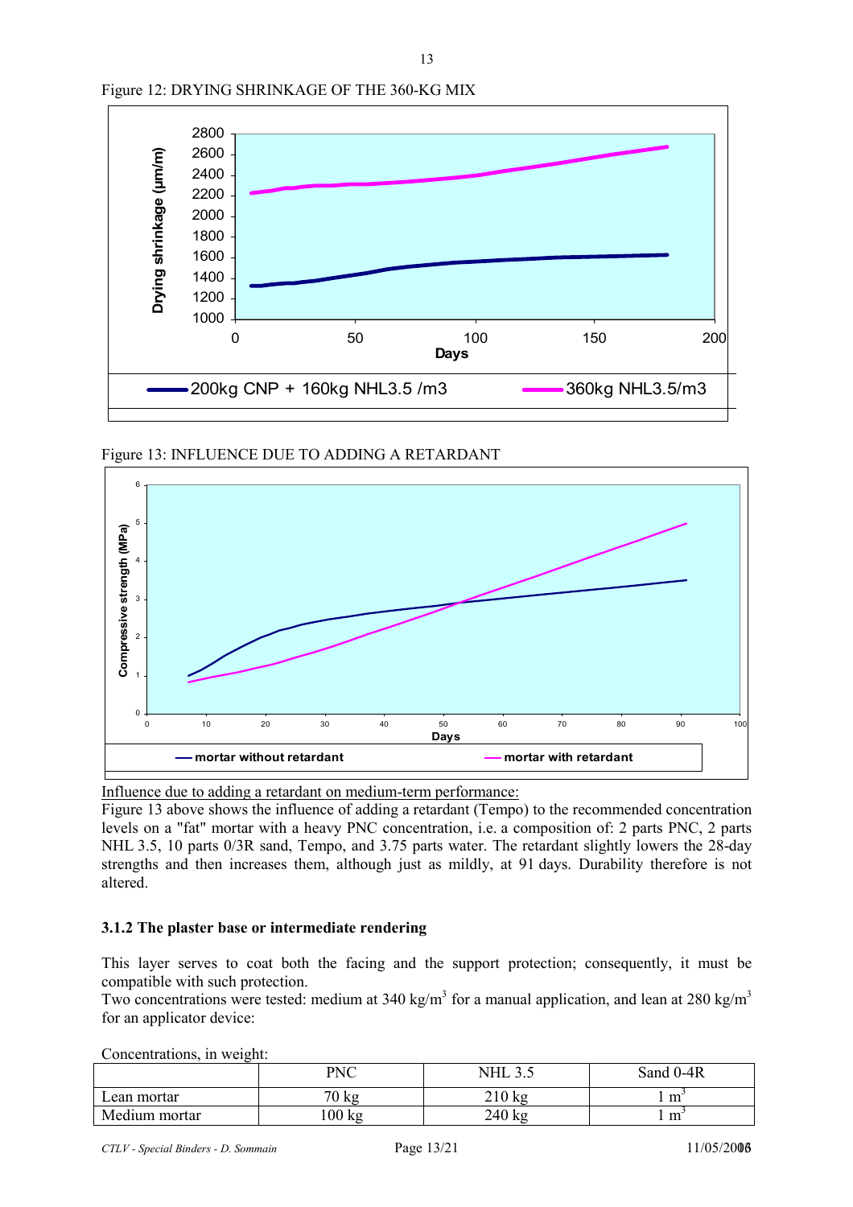Figure 12: DRYING SHRINKAGE OF THE 360-KG MIX

Figure 13: INFLUENCE DUE TO ADDING A RETARDANT

Influence due to adding a retardant on medium-term performance:

Figure 13 above shows the influence of adding a retardant (Tempo) to the recommended concentration levels on a "fat" mortar with a heavy PNC concentration, i.e. a composition of: 2 parts PNC, 2 parts NHL 3.5, 10 parts 0/3R sand, Tempo, and 3.75 parts water. The retardant slightly lowers the 28-day strengths and then increases them, although just as mildly, at 91 days. Durability therefore is not altered.

### 3.1.2 The plaster base or intermediate rendering

This layer serves to coat both the facing and the support protection; consequently, it must be compatible with such protection.

Two concentrations were tested: medium at 340 kg/m$^3$ for a manual application, and lean at 280 kg/m$^3$ for an applicator device:

Concentrations, in weight:

| | PNC | NHL 3.5 | Sand 0-4R |
|---|---|---|---|
| Lean mortar | 70 kg | 210 kg | 1 m$^3$ |
| Medium mortar | 100 kg | 240 kg | 1 m$^3$ |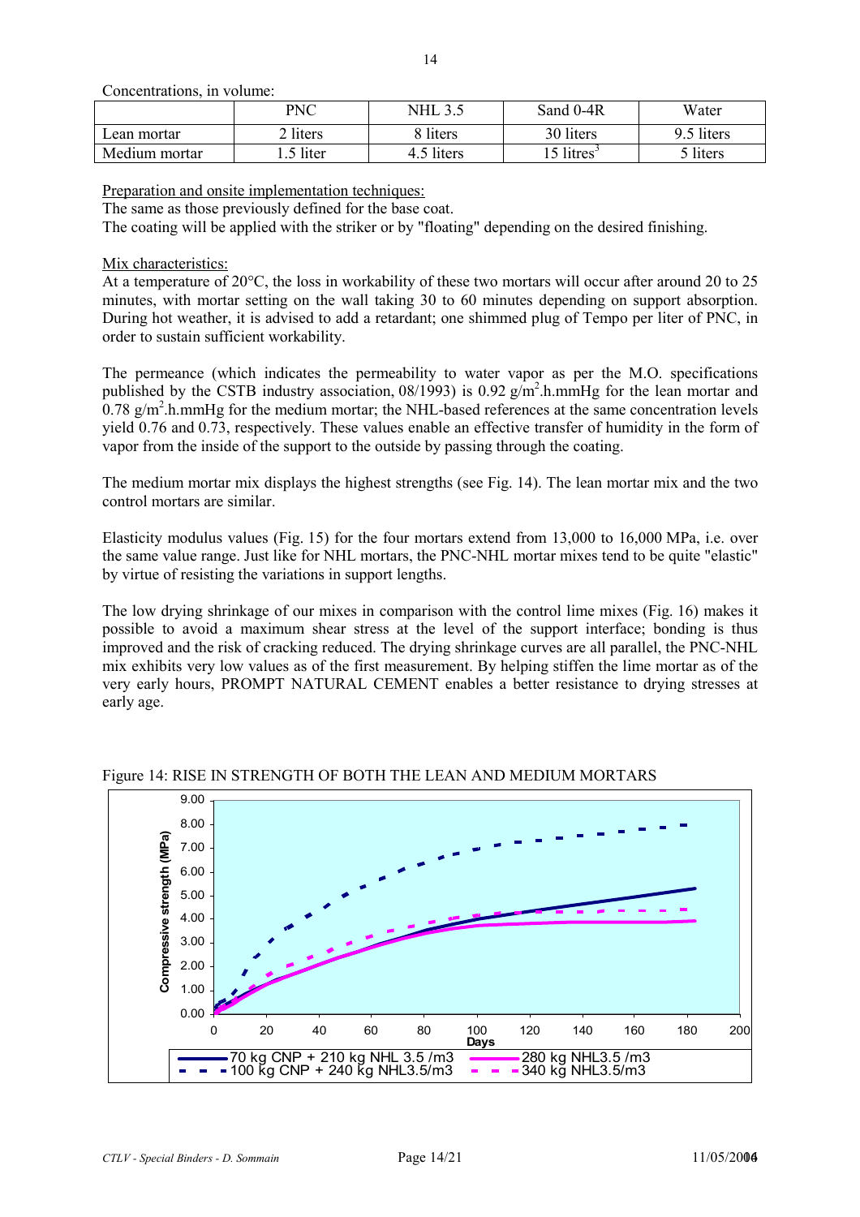Concentrations, in volume:

| | PNC | NHL 3.5 | Sand 0-4R | Water |
|---|---|---|---|---|
| Lean mortar | 2 liters | 8 liters | 30 liters | 9.5 liters |
| Medium mortar | 1.5 liter | 4.5 liters | 15 litres[3] | 5 liters |

Preparation and onsite implementation techniques:
The same as those previously defined for the base coat.
The coating will be applied with the striker or by "floating" depending on the desired finishing.

Mix characteristics:
At a temperature of 20°C, the loss in workability of these two mortars will occur after around 20 to 25 minutes, with mortar setting on the wall taking 30 to 60 minutes depending on support absorption. During hot weather, it is advised to add a retardant; one shimmed plug of Tempo per liter of PNC, in order to sustain sufficient workability.

The permeance (which indicates the permeability to water vapor as per the M.O. specifications published by the CSTB industry association, 08/1993) is 0.92 $g/m^2.h.mmHg$ for the lean mortar and 0.78 $g/m^2.h.mmHg$ for the medium mortar; the NHL-based references at the same concentration levels yield 0.76 and 0.73, respectively. These values enable an effective transfer of humidity in the form of vapor from the inside of the support to the outside by passing through the coating.

The medium mortar mix displays the highest strengths (see Fig. 14). The lean mortar mix and the two control mortars are similar.

Elasticity modulus values (Fig. 15) for the four mortars extend from 13,000 to 16,000 MPa, i.e. over the same value range. Just like for NHL mortars, the PNC-NHL mortar mixes tend to be quite "elastic" by virtue of resisting the variations in support lengths.

The low drying shrinkage of our mixes in comparison with the control lime mixes (Fig. 16) makes it possible to avoid a maximum shear stress at the level of the support interface; bonding is thus improved and the risk of cracking reduced. The drying shrinkage curves are all parallel, the PNC-NHL mix exhibits very low values as of the first measurement. By helping stiffen the lime mortar as of the very early hours, PROMPT NATURAL CEMENT enables a better resistance to drying stresses at early age.

Figure 14: RISE IN STRENGTH OF BOTH THE LEAN AND MEDIUM MORTARS

Compressive strength (MPa) vs. Days

Legend: 70 kg CNP + 210 kg NHL 3.5 /m3 ; 100 kg CNP + 240 kg NHL3.5/m3 ; 280 kg NHL3.5 /m3 ; 340 kg NHL3.5/m3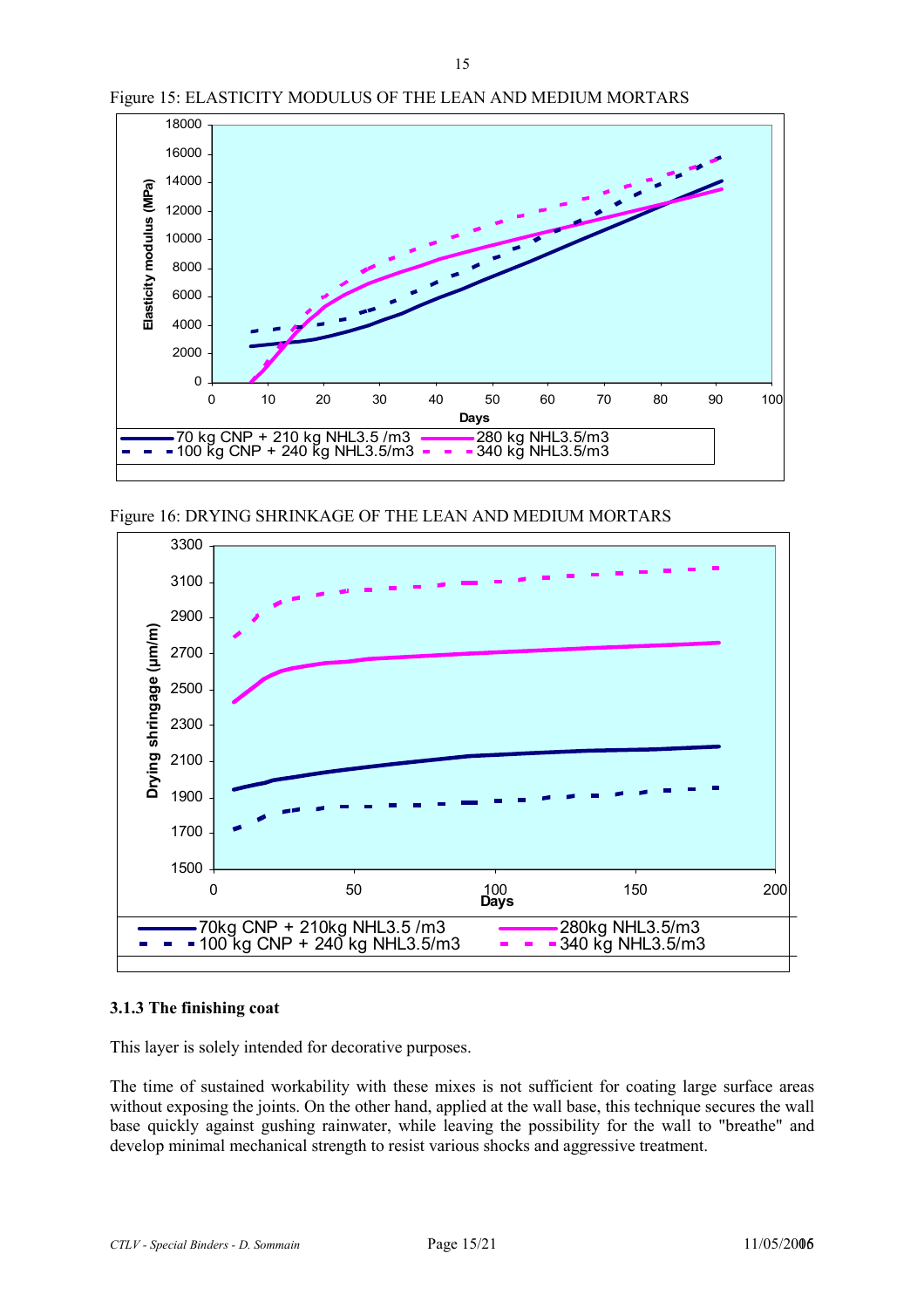Figure 15: ELASTICITY MODULUS OF THE LEAN AND MEDIUM MORTARS

Figure 16: DRYING SHRINKAGE OF THE LEAN AND MEDIUM MORTARS

### 3.1.3 The finishing coat

This layer is solely intended for decorative purposes.

The time of sustained workability with these mixes is not sufficient for coating large surface areas without exposing the joints. On the other hand, applied at the wall base, this technique secures the wall base quickly against gushing rainwater, while leaving the possibility for the wall to "breathe" and develop minimal mechanical strength to resist various shocks and aggressive treatment.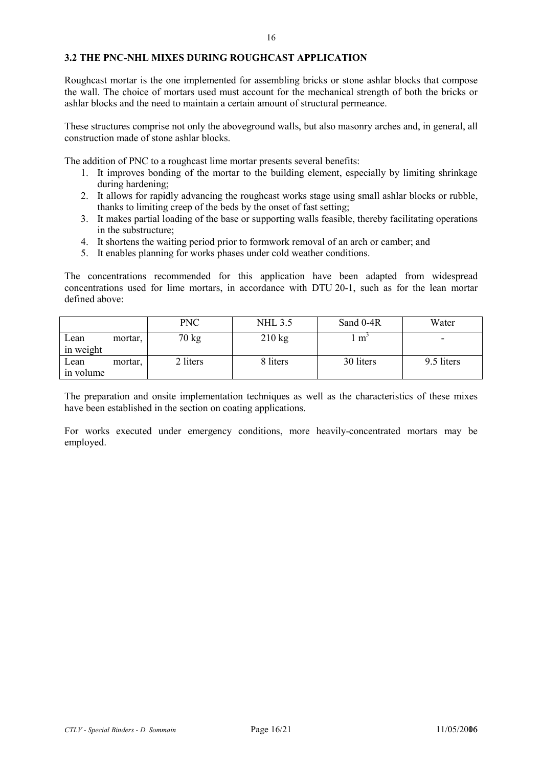### 3.2 THE PNC-NHL MIXES DURING ROUGHCAST APPLICATION

Roughcast mortar is the one implemented for assembling bricks or stone ashlar blocks that compose the wall. The choice of mortars used must account for the mechanical strength of both the bricks or ashlar blocks and the need to maintain a certain amount of structural permeance.

These structures comprise not only the aboveground walls, but also masonry arches and, in general, all construction made of stone ashlar blocks.

The addition of PNC to a roughcast lime mortar presents several benefits:

1. It improves bonding of the mortar to the building element, especially by limiting shrinkage during hardening;
2. It allows for rapidly advancing the roughcast works stage using small ashlar blocks or rubble, thanks to limiting creep of the beds by the onset of fast setting;
3. It makes partial loading of the base or supporting walls feasible, thereby facilitating operations in the substructure;
4. It shortens the waiting period prior to formwork removal of an arch or camber; and
5. It enables planning for works phases under cold weather conditions.

The concentrations recommended for this application have been adapted from widespread concentrations used for lime mortars, in accordance with DTU 20-1, such as for the lean mortar defined above:

| | PNC | NHL 3.5 | Sand 0-4R | Water |
|---|---|---|---|---|
| Lean mortar, in weight | 70 kg | 210 kg | 1 $m^3$ | - |
| Lean mortar, in volume | 2 liters | 8 liters | 30 liters | 9.5 liters |

The preparation and onsite implementation techniques as well as the characteristics of these mixes have been established in the section on coating applications.

For works executed under emergency conditions, more heavily-concentrated mortars may be employed.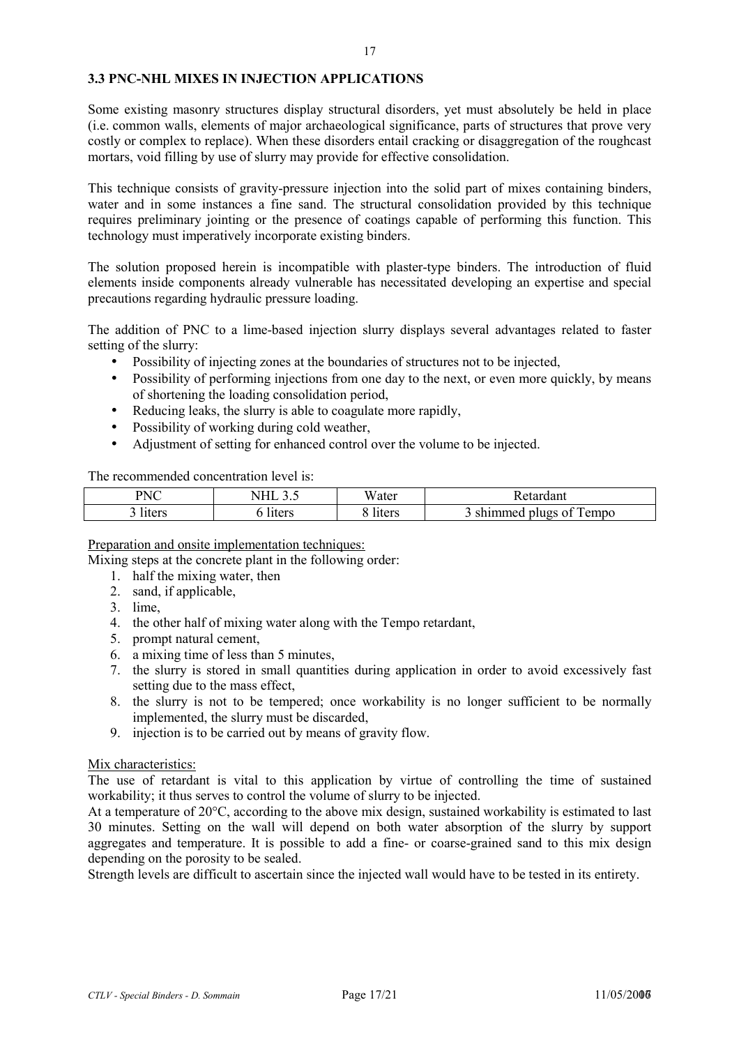### 3.3 PNC-NHL MIXES IN INJECTION APPLICATIONS

Some existing masonry structures display structural disorders, yet must absolutely be held in place (i.e. common walls, elements of major archaeological significance, parts of structures that prove very costly or complex to replace). When these disorders entail cracking or disaggregation of the roughcast mortars, void filling by use of slurry may provide for effective consolidation.

This technique consists of gravity-pressure injection into the solid part of mixes containing binders, water and in some instances a fine sand. The structural consolidation provided by this technique requires preliminary jointing or the presence of coatings capable of performing this function. This technology must imperatively incorporate existing binders.

The solution proposed herein is incompatible with plaster-type binders. The introduction of fluid elements inside components already vulnerable has necessitated developing an expertise and special precautions regarding hydraulic pressure loading.

The addition of PNC to a lime-based injection slurry displays several advantages related to faster setting of the slurry:

- Possibility of injecting zones at the boundaries of structures not to be injected,
- Possibility of performing injections from one day to the next, or even more quickly, by means of shortening the loading consolidation period,
- Reducing leaks, the slurry is able to coagulate more rapidly,
- Possibility of working during cold weather,
- Adjustment of setting for enhanced control over the volume to be injected.

The recommended concentration level is:

| PNC | NHL 3.5 | Water | Retardant |
|---|---|---|---|
| 3 liters | 6 liters | 8 liters | 3 shimmed plugs of Tempo |

<u>Preparation and onsite implementation techniques:</u>

Mixing steps at the concrete plant in the following order:

1. half the mixing water, then
2. sand, if applicable,
3. lime,
4. the other half of mixing water along with the Tempo retardant,
5. prompt natural cement,
6. a mixing time of less than 5 minutes,
7. the slurry is stored in small quantities during application in order to avoid excessively fast setting due to the mass effect,
8. the slurry is not to be tempered; once workability is no longer sufficient to be normally implemented, the slurry must be discarded,
9. injection is to be carried out by means of gravity flow.

<u>Mix characteristics:</u>

The use of retardant is vital to this application by virtue of controlling the time of sustained workability; it thus serves to control the volume of slurry to be injected.

At a temperature of 20°C, according to the above mix design, sustained workability is estimated to last 30 minutes. Setting on the wall will depend on both water absorption of the slurry by support aggregates and temperature. It is possible to add a fine- or coarse-grained sand to this mix design depending on the porosity to be sealed.

Strength levels are difficult to ascertain since the injected wall would have to be tested in its entirety.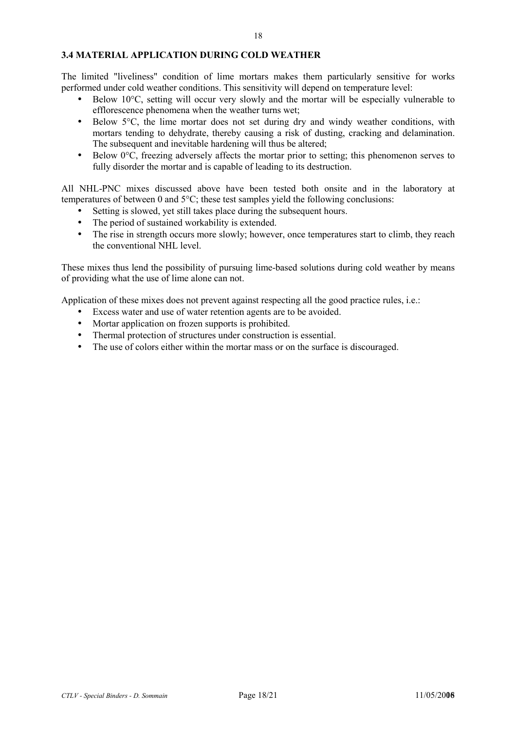### 3.4 MATERIAL APPLICATION DURING COLD WEATHER

The limited "liveliness" condition of lime mortars makes them particularly sensitive for works performed under cold weather conditions. This sensitivity will depend on temperature level:

- Below 10°C, setting will occur very slowly and the mortar will be especially vulnerable to efflorescence phenomena when the weather turns wet;
- Below 5°C, the lime mortar does not set during dry and windy weather conditions, with mortars tending to dehydrate, thereby causing a risk of dusting, cracking and delamination. The subsequent and inevitable hardening will thus be altered;
- Below 0°C, freezing adversely affects the mortar prior to setting; this phenomenon serves to fully disorder the mortar and is capable of leading to its destruction.

All NHL-PNC mixes discussed above have been tested both onsite and in the laboratory at temperatures of between 0 and 5°C; these test samples yield the following conclusions:

- Setting is slowed, yet still takes place during the subsequent hours.
- The period of sustained workability is extended.
- The rise in strength occurs more slowly; however, once temperatures start to climb, they reach the conventional NHL level.

These mixes thus lend the possibility of pursuing lime-based solutions during cold weather by means of providing what the use of lime alone can not.

Application of these mixes does not prevent against respecting all the good practice rules, i.e.:

- Excess water and use of water retention agents are to be avoided.
- Mortar application on frozen supports is prohibited.
- Thermal protection of structures under construction is essential.
- The use of colors either within the mortar mass or on the surface is discouraged.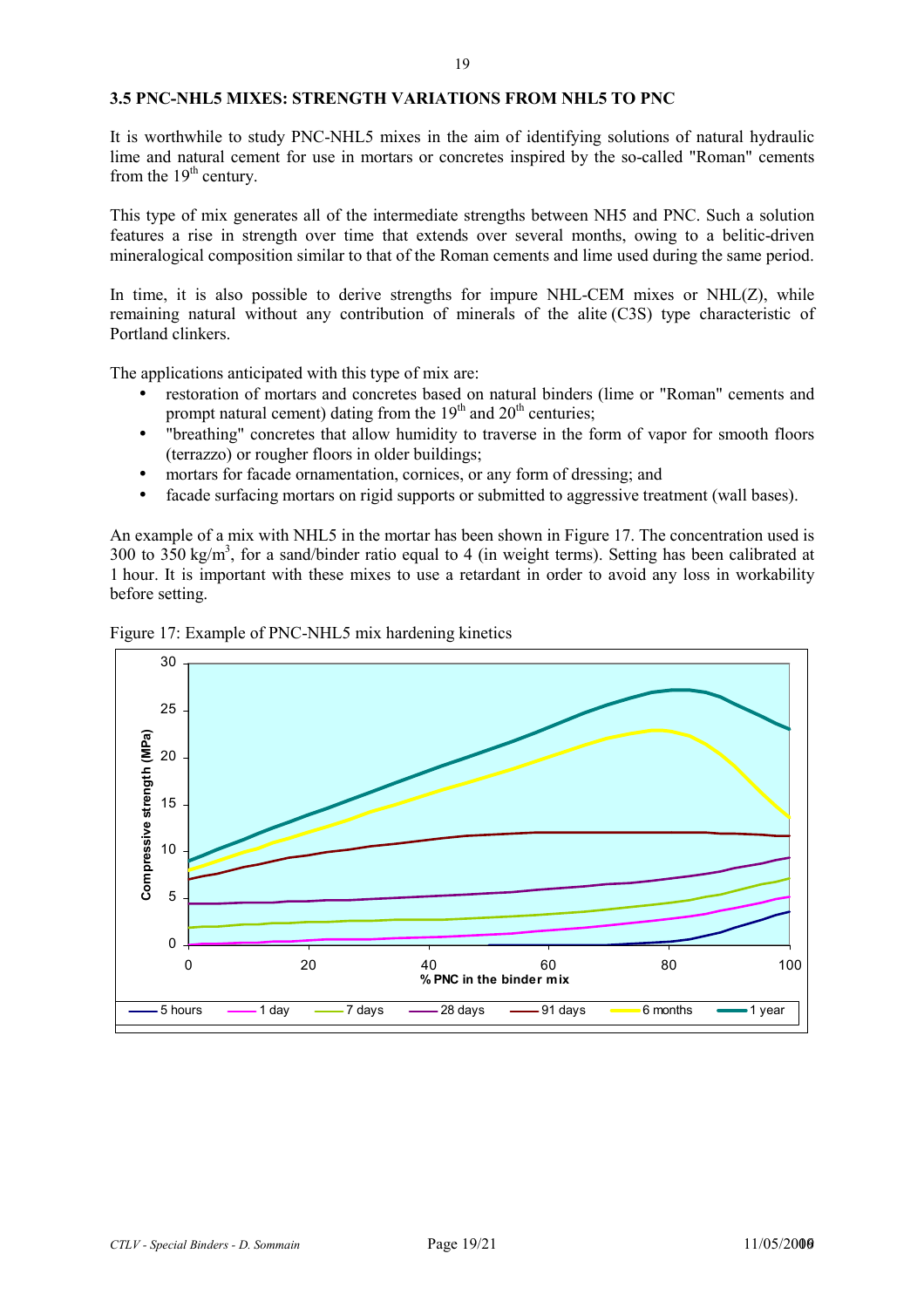### 3.5 PNC-NHL5 MIXES: STRENGTH VARIATIONS FROM NHL5 TO PNC

It is worthwhile to study PNC-NHL5 mixes in the aim of identifying solutions of natural hydraulic lime and natural cement for use in mortars or concretes inspired by the so-called "Roman" cements from the 19th century.

This type of mix generates all of the intermediate strengths between NH5 and PNC. Such a solution features a rise in strength over time that extends over several months, owing to a belitic-driven mineralogical composition similar to that of the Roman cements and lime used during the same period.

In time, it is also possible to derive strengths for impure NHL-CEM mixes or NHL(Z), while remaining natural without any contribution of minerals of the alite (C3S) type characteristic of Portland clinkers.

The applications anticipated with this type of mix are:

- restoration of mortars and concretes based on natural binders (lime or "Roman" cements and prompt natural cement) dating from the 19th and 20th centuries;
- "breathing" concretes that allow humidity to traverse in the form of vapor for smooth floors (terrazzo) or rougher floors in older buildings;
- mortars for facade ornamentation, cornices, or any form of dressing; and
- facade surfacing mortars on rigid supports or submitted to aggressive treatment (wall bases).

An example of a mix with NHL5 in the mortar has been shown in Figure 17. The concentration used is 300 to 350 kg/m$^3$, for a sand/binder ratio equal to 4 (in weight terms). Setting has been calibrated at 1 hour. It is important with these mixes to use a retardant in order to avoid any loss in workability before setting.

Figure 17: Example of PNC-NHL5 mix hardening kinetics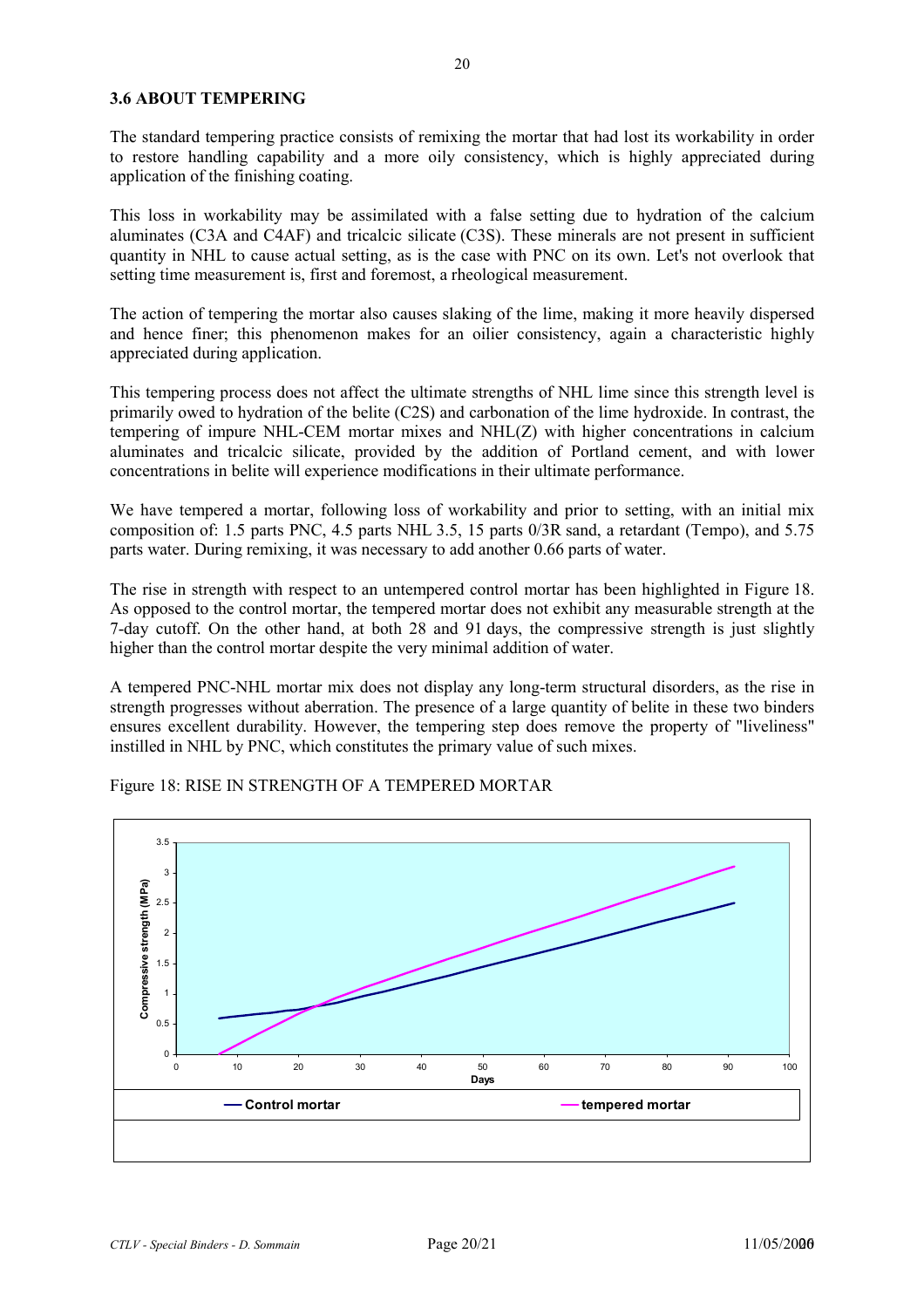### 3.6 ABOUT TEMPERING

The standard tempering practice consists of remixing the mortar that had lost its workability in order to restore handling capability and a more oily consistency, which is highly appreciated during application of the finishing coating.

This loss in workability may be assimilated with a false setting due to hydration of the calcium aluminates (C3A and C4AF) and tricalcic silicate (C3S). These minerals are not present in sufficient quantity in NHL to cause actual setting, as is the case with PNC on its own. Let's not overlook that setting time measurement is, first and foremost, a rheological measurement.

The action of tempering the mortar also causes slaking of the lime, making it more heavily dispersed and hence finer; this phenomenon makes for an oilier consistency, again a characteristic highly appreciated during application.

This tempering process does not affect the ultimate strengths of NHL lime since this strength level is primarily owed to hydration of the belite (C2S) and carbonation of the lime hydroxide. In contrast, the tempering of impure NHL-CEM mortar mixes and NHL(Z) with higher concentrations in calcium aluminates and tricalcic silicate, provided by the addition of Portland cement, and with lower concentrations in belite will experience modifications in their ultimate performance.

We have tempered a mortar, following loss of workability and prior to setting, with an initial mix composition of: 1.5 parts PNC, 4.5 parts NHL 3.5, 15 parts 0/3R sand, a retardant (Tempo), and 5.75 parts water. During remixing, it was necessary to add another 0.66 parts of water.

The rise in strength with respect to an untempered control mortar has been highlighted in Figure 18. As opposed to the control mortar, the tempered mortar does not exhibit any measurable strength at the 7-day cutoff. On the other hand, at both 28 and 91 days, the compressive strength is just slightly higher than the control mortar despite the very minimal addition of water.

A tempered PNC-NHL mortar mix does not display any long-term structural disorders, as the rise in strength progresses without aberration. The presence of a large quantity of belite in these two binders ensures excellent durability. However, the tempering step does remove the property of "liveliness" instilled in NHL by PNC, which constitutes the primary value of such mixes.

Figure 18: RISE IN STRENGTH OF A TEMPERED MORTAR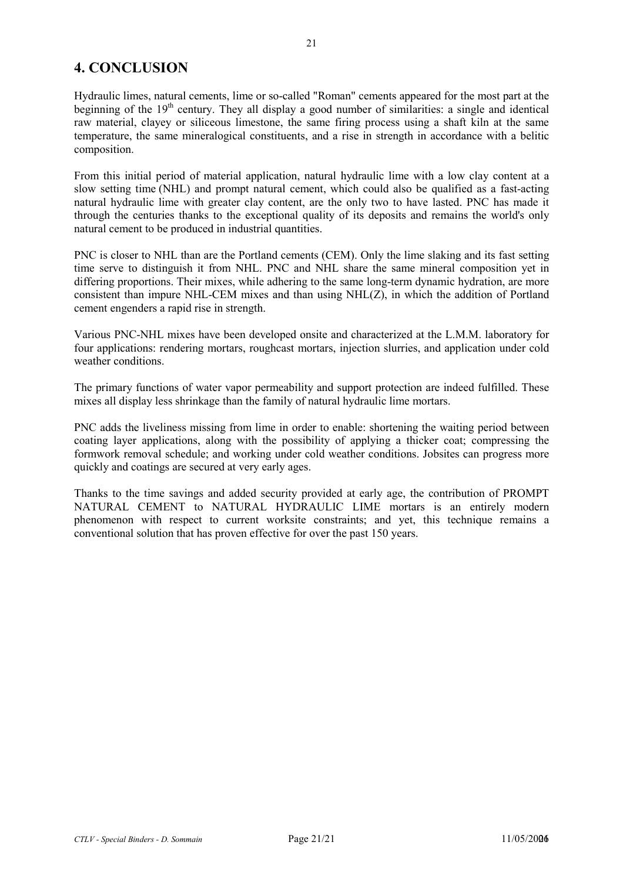## 4. CONCLUSION

Hydraulic limes, natural cements, lime or so-called "Roman" cements appeared for the most part at the beginning of the 19$^{th}$ century. They all display a good number of similarities: a single and identical raw material, clayey or siliceous limestone, the same firing process using a shaft kiln at the same temperature, the same mineralogical constituents, and a rise in strength in accordance with a belitic composition.

From this initial period of material application, natural hydraulic lime with a low clay content at a slow setting time (NHL) and prompt natural cement, which could also be qualified as a fast-acting natural hydraulic lime with greater clay content, are the only two to have lasted. PNC has made it through the centuries thanks to the exceptional quality of its deposits and remains the world's only natural cement to be produced in industrial quantities.

PNC is closer to NHL than are the Portland cements (CEM). Only the lime slaking and its fast setting time serve to distinguish it from NHL. PNC and NHL share the same mineral composition yet in differing proportions. Their mixes, while adhering to the same long-term dynamic hydration, are more consistent than impure NHL-CEM mixes and than using NHL(Z), in which the addition of Portland cement engenders a rapid rise in strength.

Various PNC-NHL mixes have been developed onsite and characterized at the L.M.M. laboratory for four applications: rendering mortars, roughcast mortars, injection slurries, and application under cold weather conditions.

The primary functions of water vapor permeability and support protection are indeed fulfilled. These mixes all display less shrinkage than the family of natural hydraulic lime mortars.

PNC adds the liveliness missing from lime in order to enable: shortening the waiting period between coating layer applications, along with the possibility of applying a thicker coat; compressing the formwork removal schedule; and working under cold weather conditions. Jobsites can progress more quickly and coatings are secured at very early ages.

Thanks to the time savings and added security provided at early age, the contribution of PROMPT NATURAL CEMENT to NATURAL HYDRAULIC LIME mortars is an entirely modern phenomenon with respect to current worksite constraints; and yet, this technique remains a conventional solution that has proven effective for over the past 150 years.